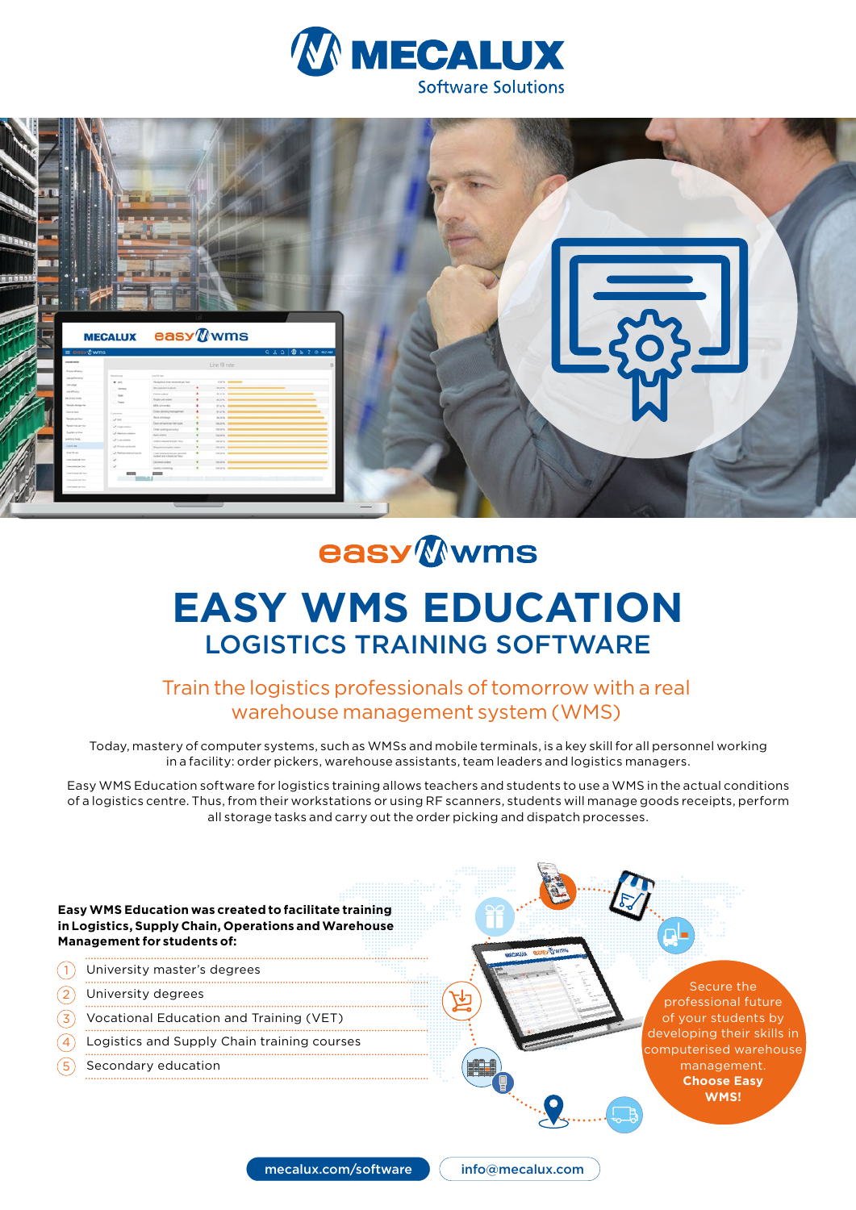# MECALUX
Software Solutions

easy wms

# EASY WMS EDUCATION
## LOGISTICS TRAINING SOFTWARE

### Train the logistics professionals of tomorrow with a real warehouse management system (WMS)

Today, mastery of computer systems, such as WMSs and mobile terminals, is a key skill for all personnel working in a facility: order pickers, warehouse assistants, team leaders and logistics managers.

Easy WMS Education software for logistics training allows teachers and students to use a WMS in the actual conditions of a logistics centre. Thus, from their workstations or using RF scanners, students will manage goods receipts, perform all storage tasks and carry out the order picking and dispatch processes.

**Easy WMS Education was created to facilitate training in Logistics, Supply Chain, Operations and Warehouse Management for students of:**

1. University master's degrees
2. University degrees
3. Vocational Education and Training (VET)
4. Logistics and Supply Chain training courses
5. Secondary education

Secure the professional future of your students by developing their skills in computerised warehouse management. **Choose Easy WMS!**

mecalux.com/software | info@mecalux.com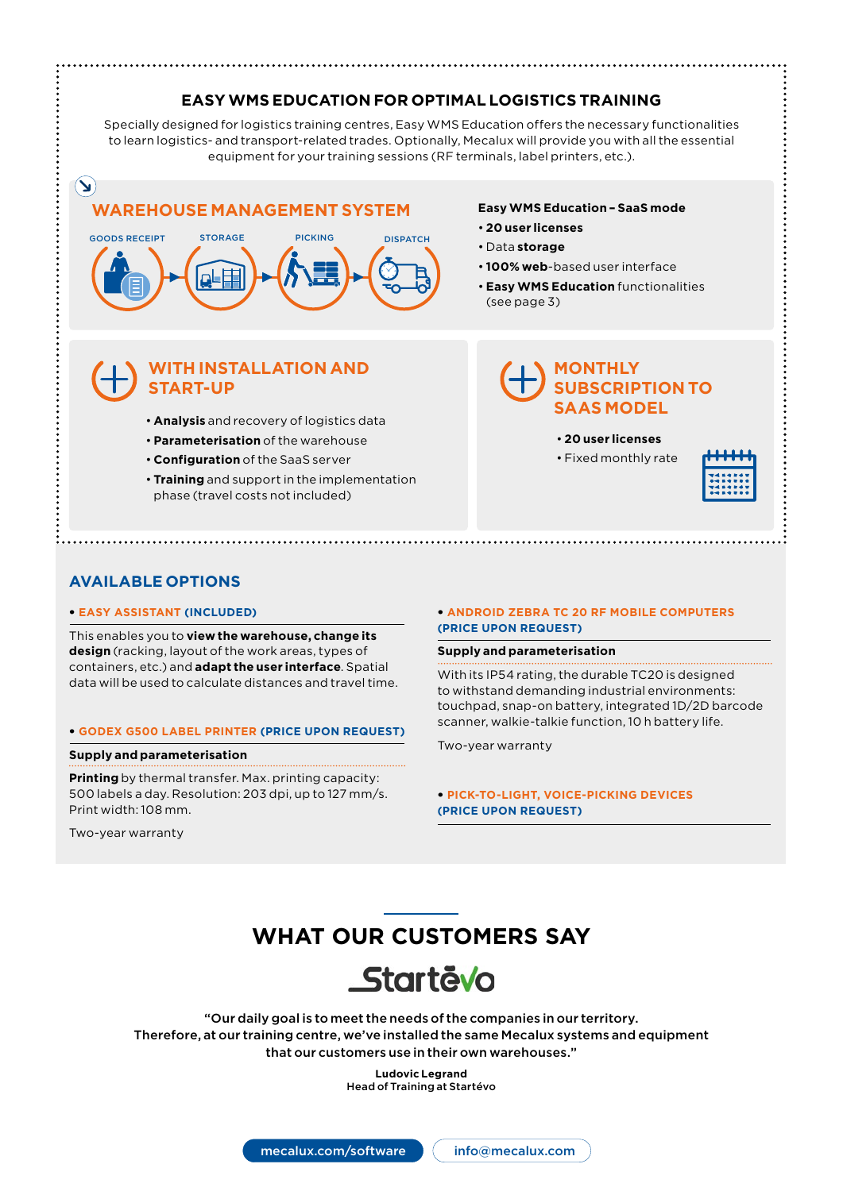## EASY WMS EDUCATION FOR OPTIMAL LOGISTICS TRAINING

Specially designed for logistics training centres, Easy WMS Education offers the necessary functionalities to learn logistics- and transport-related trades. Optionally, Mecalux will provide you with all the essential equipment for your training sessions (RF terminals, label printers, etc.).

### WAREHOUSE MANAGEMENT SYSTEM

GOODS RECEIPT → STORAGE → PICKING → DISPATCH

**Easy WMS Education – SaaS mode**

- **20 user licenses**
- Data **storage**
- **100% web**-based user interface
- **Easy WMS Education** functionalities (see page 3)

### WITH INSTALLATION AND START-UP

- **Analysis** and recovery of logistics data
- **Parameterisation** of the warehouse
- **Configuration** of the SaaS server
- **Training** and support in the implementation phase (travel costs not included)

### MONTHLY SUBSCRIPTION TO SAAS MODEL

- **20 user licenses**
- Fixed monthly rate

## AVAILABLE OPTIONS

### • EASY ASSISTANT (INCLUDED)

This enables you to **view the warehouse, change its design** (racking, layout of the work areas, types of containers, etc.) and **adapt the user interface**. Spatial data will be used to calculate distances and travel time.

### • GODEX G500 LABEL PRINTER (PRICE UPON REQUEST)

**Supply and parameterisation**

**Printing** by thermal transfer. Max. printing capacity: 500 labels a day. Resolution: 203 dpi, up to 127 mm/s. Print width: 108 mm.

Two-year warranty

### • ANDROID ZEBRA TC 20 RF MOBILE COMPUTERS (PRICE UPON REQUEST)

**Supply and parameterisation**

With its IP54 rating, the durable TC20 is designed to withstand demanding industrial environments: touchpad, snap-on battery, integrated 1D/2D barcode scanner, walkie-talkie function, 10 h battery life.

Two-year warranty

### • PICK-TO-LIGHT, VOICE-PICKING DEVICES (PRICE UPON REQUEST)

## WHAT OUR CUSTOMERS SAY

Startévo

“Our daily goal is to meet the needs of the companies in our territory. Therefore, at our training centre, we’ve installed the same Mecalux systems and equipment that our customers use in their own warehouses.”

**Ludovic Legrand**
Head of Training at Startévo

mecalux.com/software | info@mecalux.com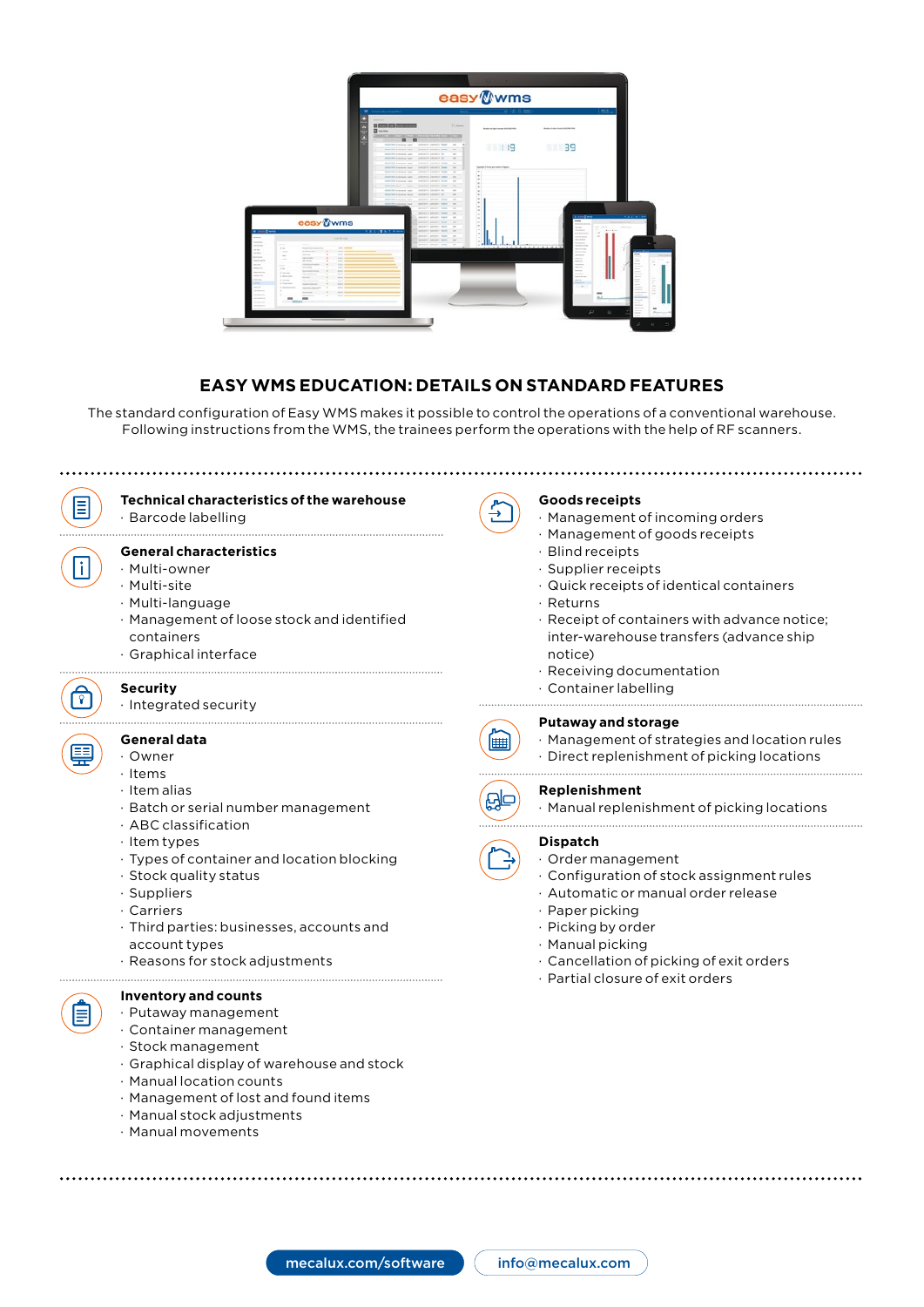## EASY WMS EDUCATION: DETAILS ON STANDARD FEATURES

The standard configuration of Easy WMS makes it possible to control the operations of a conventional warehouse. Following instructions from the WMS, the trainees perform the operations with the help of RF scanners.

**Technical characteristics of the warehouse**
- Barcode labelling

**General characteristics**
- Multi-owner
- Multi-site
- Multi-language
- Management of loose stock and identified containers
- Graphical interface

**Security**
- Integrated security

**General data**
- Owner
- Items
- Item alias
- Batch or serial number management
- ABC classification
- Item types
- Types of container and location blocking
- Stock quality status
- Suppliers
- Carriers
- Third parties: businesses, accounts and account types
- Reasons for stock adjustments

**Inventory and counts**
- Putaway management
- Container management
- Stock management
- Graphical display of warehouse and stock
- Manual location counts
- Management of lost and found items
- Manual stock adjustments
- Manual movements

**Goods receipts**
- Management of incoming orders
- Management of goods receipts
- Blind receipts
- Supplier receipts
- Quick receipts of identical containers
- Returns
- Receipt of containers with advance notice; inter-warehouse transfers (advance ship notice)
- Receiving documentation
- Container labelling

**Putaway and storage**
- Management of strategies and location rules
- Direct replenishment of picking locations

**Replenishment**
- Manual replenishment of picking locations

**Dispatch**
- Order management
- Configuration of stock assignment rules
- Automatic or manual order release
- Paper picking
- Picking by order
- Manual picking
- Cancellation of picking of exit orders
- Partial closure of exit orders

mecalux.com/software    info@mecalux.com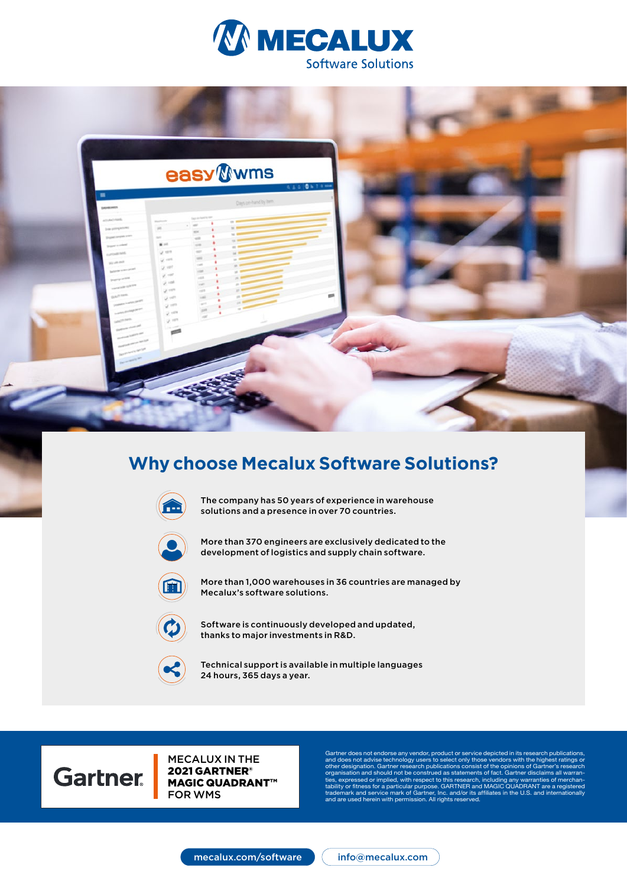MECALUX
Software Solutions

## Why choose Mecalux Software Solutions?

- The company has 50 years of experience in warehouse solutions and a presence in over 70 countries.
- More than 370 engineers are exclusively dedicated to the development of logistics and supply chain software.
- More than 1,000 warehouses in 36 countries are managed by Mecalux's software solutions.
- Software is continuously developed and updated, thanks to major investments in R&D.
- Technical support is available in multiple languages 24 hours, 365 days a year.

Gartner

MECALUX IN THE **2021 GARTNER® MAGIC QUADRANT™** FOR WMS

Gartner does not endorse any vendor, product or service depicted in its research publications, and does not advise technology users to select only those vendors with the highest ratings or other designation. Gartner research publications consist of the opinions of Gartner's research organisation and should not be construed as statements of fact. Gartner disclaims all warranties, expressed or implied, with respect to this research, including any warranties of merchantability or fitness for a particular purpose. GARTNER and MAGIC QUADRANT are a registered trademark and service mark of Gartner, Inc. and/or its affiliates in the U.S. and internationally and are used herein with permission. All rights reserved.

mecalux.com/software | info@mecalux.com